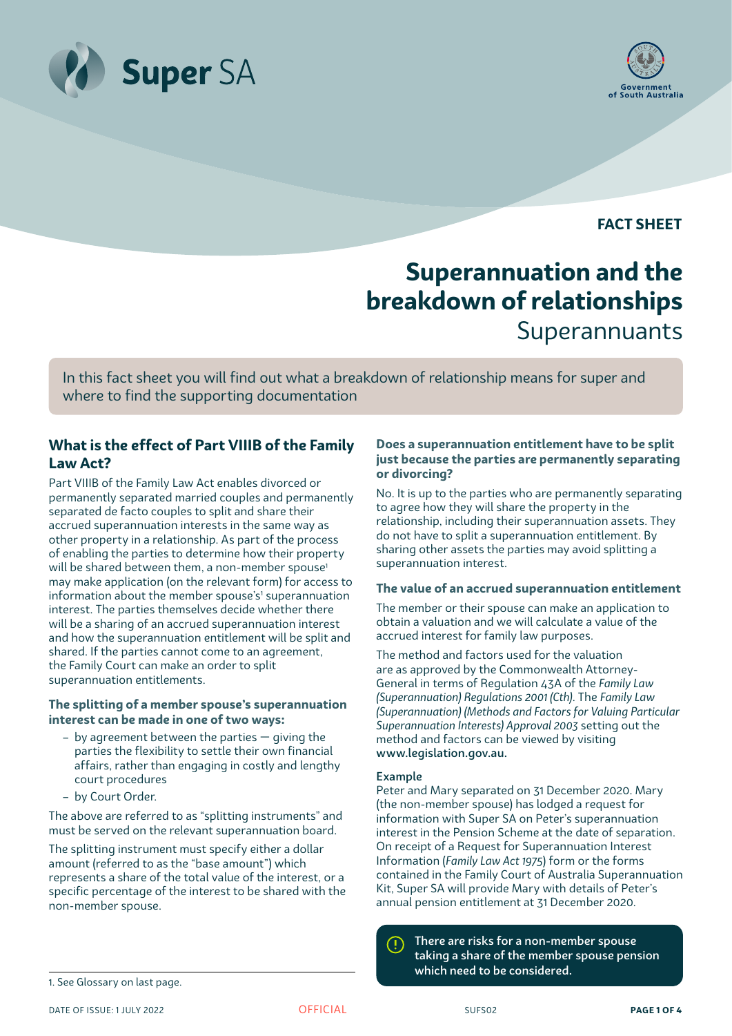FACT SHEET

# Superannuation and the breakdown of relationships

## Superannuants

In this fact sheet you will find out what a breakdown of relationship means for super and where to find the supporting documentation

## What is the effect of Part VIIIB of the Family Law Act?

Part VIIIB of the Family Law Act enables divorced or permanently separated married couples and permanently separated de facto couples to split and share their accrued superannuation interests in the same way as other property in a relationship. As part of the process of enabling the parties to determine how their property will be shared between them, a non-member spouse[1] may make application (on the relevant form) for access to information about the member spouse's[1] superannuation interest. The parties themselves decide whether there will be a sharing of an accrued superannuation interest and how the superannuation entitlement will be split and shared. If the parties cannot come to an agreement, the Family Court can make an order to split superannuation entitlements.

### The splitting of a member spouse's superannuation interest can be made in one of two ways:

- by agreement between the parties — giving the parties the flexibility to settle their own financial affairs, rather than engaging in costly and lengthy court procedures
- by Court Order.

The above are referred to as "splitting instruments" and must be served on the relevant superannuation board.

The splitting instrument must specify either a dollar amount (referred to as the "base amount") which represents a share of the total value of the interest, or a specific percentage of the interest to be shared with the non-member spouse.

1. See Glossary on last page.

### Does a superannuation entitlement have to be split just because the parties are permanently separating or divorcing?

No. It is up to the parties who are permanently separating to agree how they will share the property in the relationship, including their superannuation assets. They do not have to split a superannuation entitlement. By sharing other assets the parties may avoid splitting a superannuation interest.

### The value of an accrued superannuation entitlement

The member or their spouse can make an application to obtain a valuation and we will calculate a value of the accrued interest for family law purposes.

The method and factors used for the valuation are as approved by the Commonwealth Attorney-General in terms of Regulation 43A of the *Family Law (Superannuation) Regulations 2001 (Cth)*. The *Family Law (Superannuation) (Methods and Factors for Valuing Particular Superannuation Interests) Approval 2003* setting out the method and factors can be viewed by visiting **www.legislation.gov.au.**

**Example**

Peter and Mary separated on 31 December 2020. Mary (the non-member spouse) has lodged a request for information with Super SA on Peter's superannuation interest in the Pension Scheme at the date of separation. On receipt of a Request for Superannuation Interest Information (*Family Law Act 1975*) form or the forms contained in the Family Court of Australia Superannuation Kit, Super SA will provide Mary with details of Peter's annual pension entitlement at 31 December 2020.

**There are risks for a non-member spouse taking a share of the member spouse pension which need to be considered.**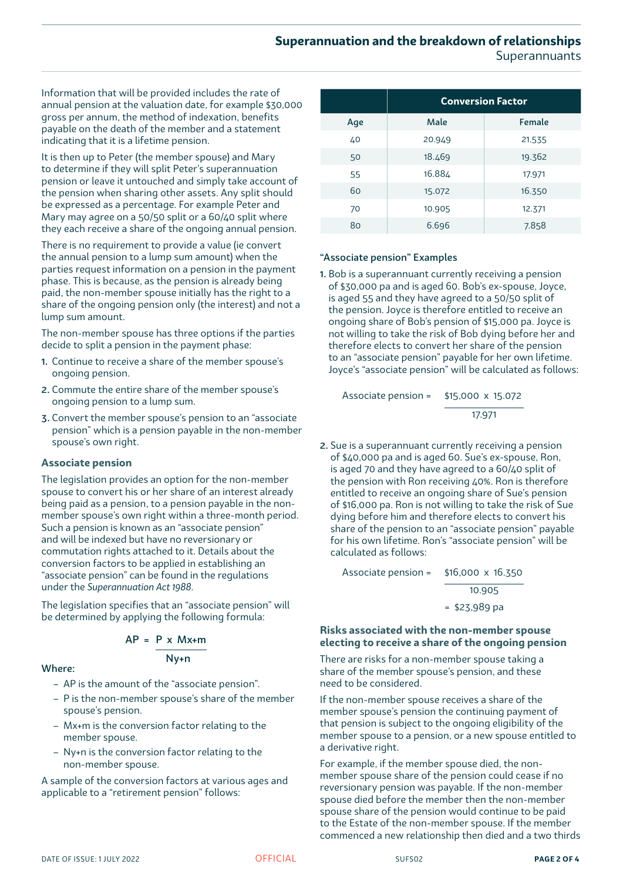Information that will be provided includes the rate of annual pension at the valuation date, for example $30,000 gross per annum, the method of indexation, benefits payable on the death of the member and a statement indicating that it is a lifetime pension.

It is then up to Peter (the member spouse) and Mary to determine if they will split Peter's superannuation pension or leave it untouched and simply take account of the pension when sharing other assets. Any split should be expressed as a percentage. For example Peter and Mary may agree on a 50/50 split or a 60/40 split where they each receive a share of the ongoing annual pension.

There is no requirement to provide a value (ie convert the annual pension to a lump sum amount) when the parties request information on a pension in the payment phase. This is because, as the pension is already being paid, the non-member spouse initially has the right to a share of the ongoing pension only (the interest) and not a lump sum amount.

The non-member spouse has three options if the parties decide to split a pension in the payment phase:

1. Continue to receive a share of the member spouse's ongoing pension.
2. Commute the entire share of the member spouse's ongoing pension to a lump sum.
3. Convert the member spouse's pension to an "associate pension" which is a pension payable in the non-member spouse's own right.

### Associate pension

The legislation provides an option for the non-member spouse to convert his or her share of an interest already being paid as a pension, to a pension payable in the non-member spouse's own right within a three-month period. Such a pension is known as an "associate pension" and will be indexed but have no reversionary or commutation rights attached to it. Details about the conversion factors to be applied in establishing an "associate pension" can be found in the regulations under the *Superannuation Act 1988*.

The legislation specifies that an "associate pension" will be determined by applying the following formula:

$$AP = \frac{P \times Mx{+}m}{Ny{+}n}$$

Where:

- AP is the amount of the "associate pension".
- P is the non-member spouse's share of the member spouse's pension.
- Mx+m is the conversion factor relating to the member spouse.
- Ny+n is the conversion factor relating to the non-member spouse.

A sample of the conversion factors at various ages and applicable to a "retirement pension" follows:

| | Conversion Factor | |
|---|---|---|
| Age | Male | Female |
| 40 | 20.949 | 21.535 |
| 50 | 18.469 | 19.362 |
| 55 | 16.884 | 17.971 |
| 60 | 15.072 | 16.350 |
| 70 | 10.905 | 12.371 |
| 80 | 6.696 | 7.858 |

#### "Associate pension" Examples

1. Bob is a superannuant currently receiving a pension of $30,000 pa and is aged 60. Bob's ex-spouse, Joyce, is aged 55 and they have agreed to a 50/50 split of the pension. Joyce is therefore entitled to receive an ongoing share of Bob's pension of $15,000 pa. Joyce is not willing to take the risk of Bob dying before her and therefore elects to convert her share of the pension to an "associate pension" payable for her own lifetime. Joyce's "associate pension" will be calculated as follows:

$$\text{Associate pension} = \frac{\$15{,}000 \times 15.072}{17.971}$$

2. Sue is a superannuant currently receiving a pension of $40,000 pa and is aged 60. Sue's ex-spouse, Ron, is aged 70 and they have agreed to a 60/40 split of the pension with Ron receiving 40%. Ron is therefore entitled to receive an ongoing share of Sue's pension of $16,000 pa. Ron is not willing to take the risk of Sue dying before him and therefore elects to convert his share of the pension to an "associate pension" payable for his own lifetime. Ron's "associate pension" will be calculated as follows:

$$\text{Associate pension} = \frac{\$16{,}000 \times 16.350}{10.905} = \$23{,}989 \text{ pa}$$

### Risks associated with the non-member spouse electing to receive a share of the ongoing pension

There are risks for a non-member spouse taking a share of the member spouse's pension, and these need to be considered.

If the non-member spouse receives a share of the member spouse's pension the continuing payment of that pension is subject to the ongoing eligibility of the member spouse to a pension, or a new spouse entitled to a derivative right.

For example, if the member spouse died, the non-member spouse share of the pension could cease if no reversionary pension was payable. If the non-member spouse died before the member then the non-member spouse share of the pension would continue to be paid to the Estate of the non-member spouse. If the member commenced a new relationship then died and a two thirds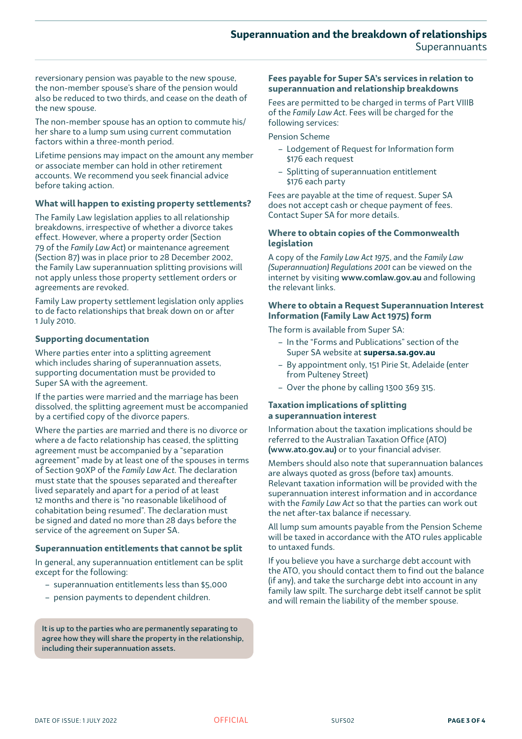reversionary pension was payable to the new spouse, the non-member spouse's share of the pension would also be reduced to two thirds, and cease on the death of the new spouse.

The non-member spouse has an option to commute his/her share to a lump sum using current commutation factors within a three-month period.

Lifetime pensions may impact on the amount any member or associate member can hold in other retirement accounts. We recommend you seek financial advice before taking action.

### What will happen to existing property settlements?

The Family Law legislation applies to all relationship breakdowns, irrespective of whether a divorce takes effect. However, where a property order (Section 79 of the *Family Law Act*) or maintenance agreement (Section 87) was in place prior to 28 December 2002, the Family Law superannuation splitting provisions will not apply unless those property settlement orders or agreements are revoked.

Family Law property settlement legislation only applies to de facto relationships that break down on or after 1 July 2010.

### Supporting documentation

Where parties enter into a splitting agreement which includes sharing of superannuation assets, supporting documentation must be provided to Super SA with the agreement.

If the parties were married and the marriage has been dissolved, the splitting agreement must be accompanied by a certified copy of the divorce papers.

Where the parties are married and there is no divorce or where a de facto relationship has ceased, the splitting agreement must be accompanied by a "separation agreement" made by at least one of the spouses in terms of Section 90XP of the *Family Law Act*. The declaration must state that the spouses separated and thereafter lived separately and apart for a period of at least 12 months and there is "no reasonable likelihood of cohabitation being resumed". The declaration must be signed and dated no more than 28 days before the service of the agreement on Super SA.

### Superannuation entitlements that cannot be split

In general, any superannuation entitlement can be split except for the following:

- superannuation entitlements less than $5,000
- pension payments to dependent children.

**It is up to the parties who are permanently separating to agree how they will share the property in the relationship, including their superannuation assets.**

### Fees payable for Super SA's services in relation to superannuation and relationship breakdowns

Fees are permitted to be charged in terms of Part VIIIB of the *Family Law Act*. Fees will be charged for the following services:

Pension Scheme

- Lodgement of Request for Information form $176 each request
- Splitting of superannuation entitlement $176 each party

Fees are payable at the time of request. Super SA does not accept cash or cheque payment of fees. Contact Super SA for more details.

### Where to obtain copies of the Commonwealth legislation

A copy of the *Family Law Act 1975*, and the *Family Law (Superannuation) Regulations 2001* can be viewed on the internet by visiting **www.comlaw.gov.au** and following the relevant links.

### Where to obtain a Request Superannuation Interest Information (Family Law Act 1975) form

The form is available from Super SA:

- In the "Forms and Publications" section of the Super SA website at **supersa.sa.gov.au**
- By appointment only, 151 Pirie St, Adelaide (enter from Pulteney Street)
- Over the phone by calling 1300 369 315.

### Taxation implications of splitting a superannuation interest

Information about the taxation implications should be referred to the Australian Taxation Office (ATO) **(www.ato.gov.au)** or to your financial adviser.

Members should also note that superannuation balances are always quoted as gross (before tax) amounts. Relevant taxation information will be provided with the superannuation interest information and in accordance with the *Family Law Act* so that the parties can work out the net after-tax balance if necessary.

All lump sum amounts payable from the Pension Scheme will be taxed in accordance with the ATO rules applicable to untaxed funds.

If you believe you have a surcharge debt account with the ATO, you should contact them to find out the balance (if any), and take the surcharge debt into account in any family law spilt. The surcharge debt itself cannot be split and will remain the liability of the member spouse.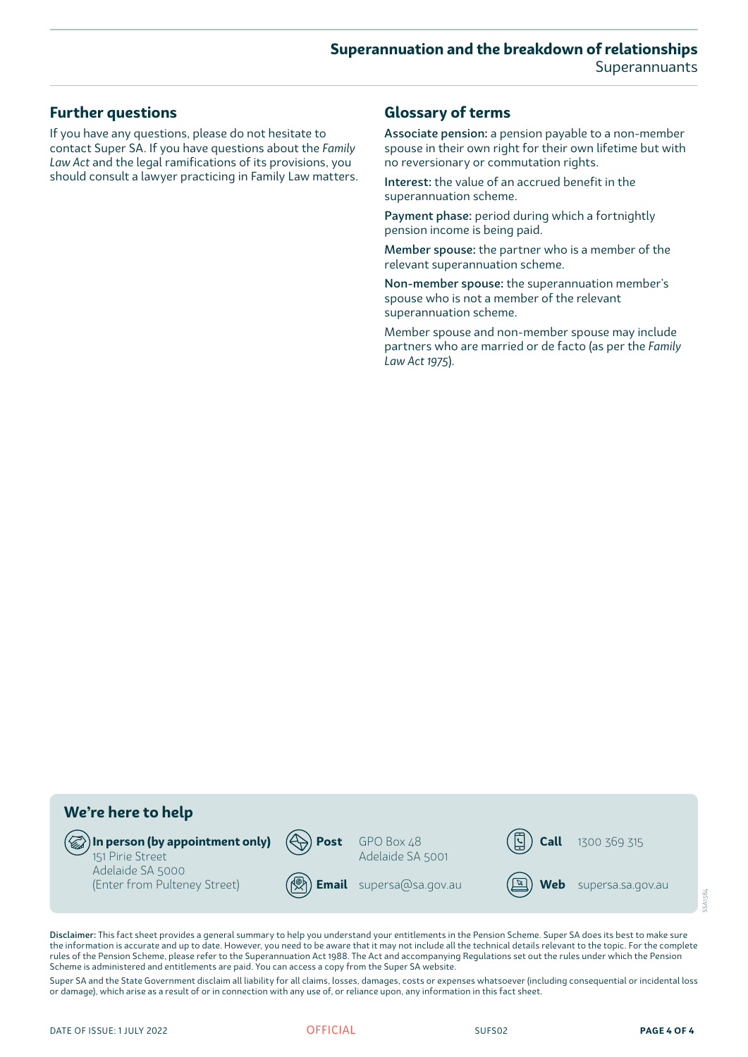## Further questions

If you have any questions, please do not hesitate to contact Super SA. If you have questions about the *Family Law Act* and the legal ramifications of its provisions, you should consult a lawyer practicing in Family Law matters.

## Glossary of terms

**Associate pension:** a pension payable to a non-member spouse in their own right for their own lifetime but with no reversionary or commutation rights.

**Interest:** the value of an accrued benefit in the superannuation scheme.

**Payment phase:** period during which a fortnightly pension income is being paid.

**Member spouse:** the partner who is a member of the relevant superannuation scheme.

**Non-member spouse:** the superannuation member's spouse who is not a member of the relevant superannuation scheme.

Member spouse and non-member spouse may include partners who are married or de facto (as per the *Family Law Act 1975*).

## We're here to help

**In person (by appointment only)**
151 Pirie Street
Adelaide SA 5000
(Enter from Pulteney Street)

**Post** GPO Box 48
Adelaide SA 5001

**Email** supersa@sa.gov.au

**Call** 1300 369 315

**Web** supersa.sa.gov.au

SSA1384

**Disclaimer:** This fact sheet provides a general summary to help you understand your entitlements in the Pension Scheme. Super SA does its best to make sure the information is accurate and up to date. However, you need to be aware that it may not include all the technical details relevant to the topic. For the complete rules of the Pension Scheme, please refer to the Superannuation Act 1988. The Act and accompanying Regulations set out the rules under which the Pension Scheme is administered and entitlements are paid. You can access a copy from the Super SA website.

Super SA and the State Government disclaim all liability for all claims, losses, damages, costs or expenses whatsoever (including consequential or incidental loss or damage), which arise as a result of or in connection with any use of, or reliance upon, any information in this fact sheet.

DATE OF ISSUE: 1 JULY 2022 OFFICIAL SUFS02